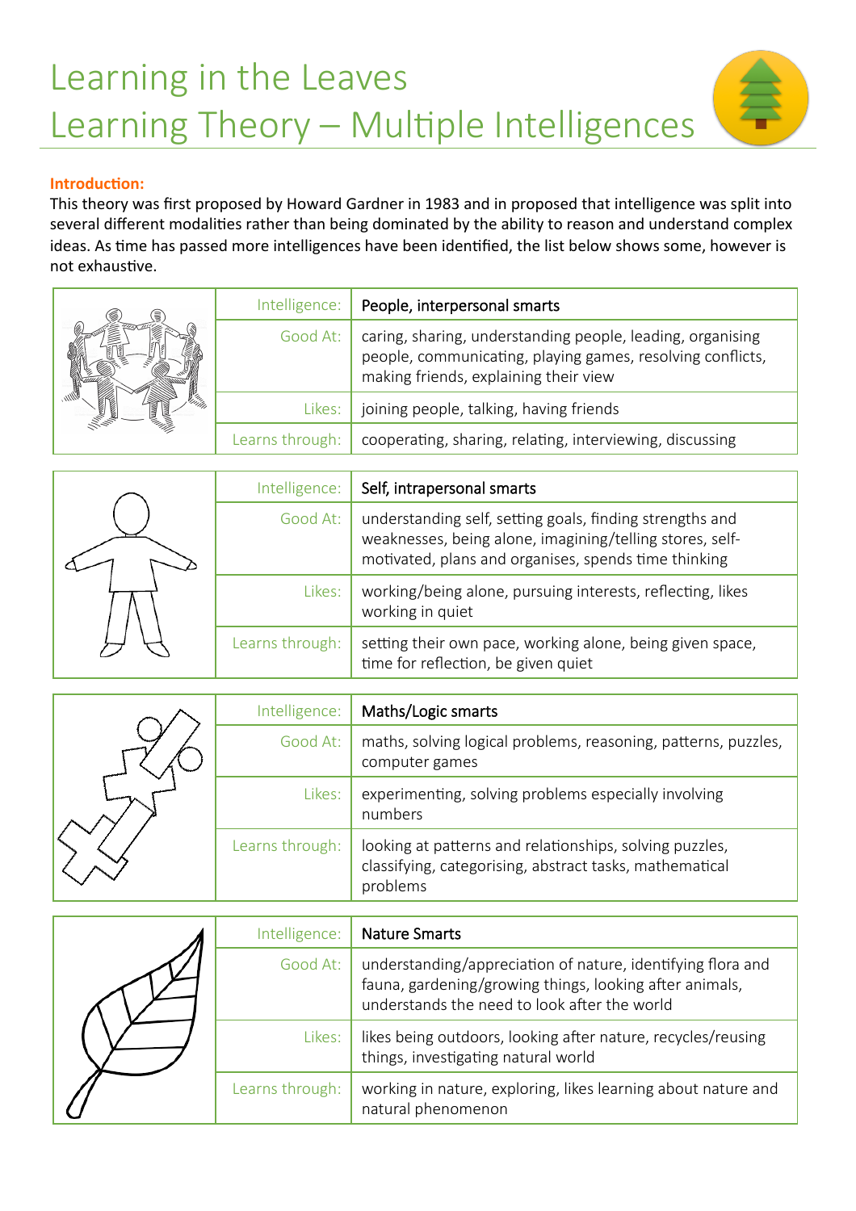# Learning in the Leaves
# Learning Theory – Multiple Intelligences

**Introduction:**

This theory was first proposed by Howard Gardner in 1983 and in proposed that intelligence was split into several different modalities rather than being dominated by the ability to reason and understand complex ideas. As time has passed more intelligences have been identified, the list below shows some, however is not exhaustive.

| | |
|---|---|
| Intelligence: | People, interpersonal smarts |
| Good At: | caring, sharing, understanding people, leading, organising people, communicating, playing games, resolving conflicts, making friends, explaining their view |
| Likes: | joining people, talking, having friends |
| Learns through: | cooperating, sharing, relating, interviewing, discussing |

| | |
|---|---|
| Intelligence: | Self, intrapersonal smarts |
| Good At: | understanding self, setting goals, finding strengths and weaknesses, being alone, imagining/telling stores, self-motivated, plans and organises, spends time thinking |
| Likes: | working/being alone, pursuing interests, reflecting, likes working in quiet |
| Learns through: | setting their own pace, working alone, being given space, time for reflection, be given quiet |

| | |
|---|---|
| Intelligence: | Maths/Logic smarts |
| Good At: | maths, solving logical problems, reasoning, patterns, puzzles, computer games |
| Likes: | experimenting, solving problems especially involving numbers |
| Learns through: | looking at patterns and relationships, solving puzzles, classifying, categorising, abstract tasks, mathematical problems |

| | |
|---|---|
| Intelligence: | Nature Smarts |
| Good At: | understanding/appreciation of nature, identifying flora and fauna, gardening/growing things, looking after animals, understands the need to look after the world |
| Likes: | likes being outdoors, looking after nature, recycles/reusing things, investigating natural world |
| Learns through: | working in nature, exploring, likes learning about nature and natural phenomenon |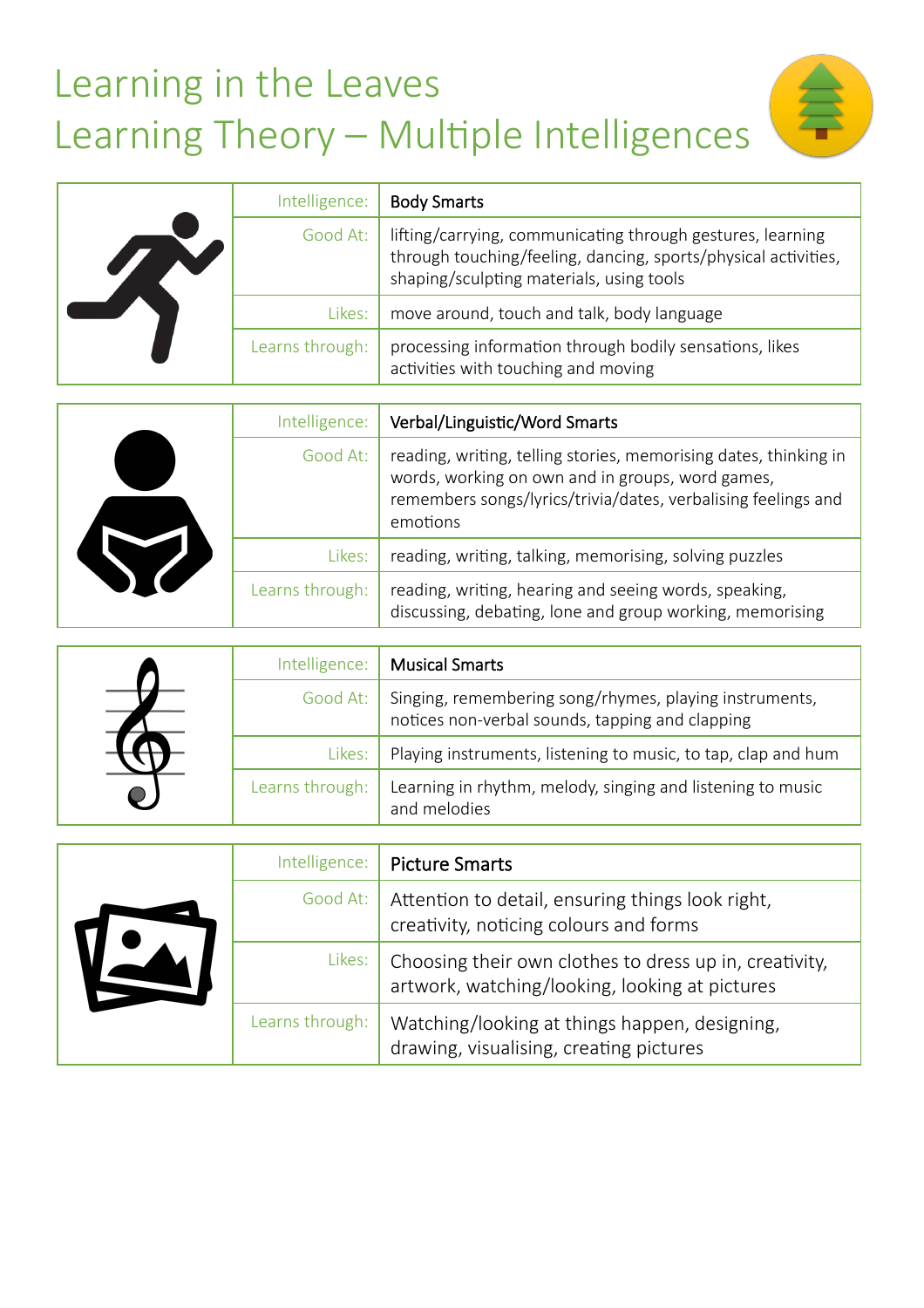# Learning in the Leaves
# Learning Theory – Multiple Intelligences

| | |
|---|---|
| Intelligence: | **Body Smarts** |
| Good At: | lifting/carrying, communicating through gestures, learning through touching/feeling, dancing, sports/physical activities, shaping/sculpting materials, using tools |
| Likes: | move around, touch and talk, body language |
| Learns through: | processing information through bodily sensations, likes activities with touching and moving |

| | |
|---|---|
| Intelligence: | **Verbal/Linguistic/Word Smarts** |
| Good At: | reading, writing, telling stories, memorising dates, thinking in words, working on own and in groups, word games, remembers songs/lyrics/trivia/dates, verbalising feelings and emotions |
| Likes: | reading, writing, talking, memorising, solving puzzles |
| Learns through: | reading, writing, hearing and seeing words, speaking, discussing, debating, lone and group working, memorising |

| | |
|---|---|
| Intelligence: | **Musical Smarts** |
| Good At: | Singing, remembering song/rhymes, playing instruments, notices non-verbal sounds, tapping and clapping |
| Likes: | Playing instruments, listening to music, to tap, clap and hum |
| Learns through: | Learning in rhythm, melody, singing and listening to music and melodies |

| | |
|---|---|
| Intelligence: | **Picture Smarts** |
| Good At: | Attention to detail, ensuring things look right, creativity, noticing colours and forms |
| Likes: | Choosing their own clothes to dress up in, creativity, artwork, watching/looking, looking at pictures |
| Learns through: | Watching/looking at things happen, designing, drawing, visualising, creating pictures |